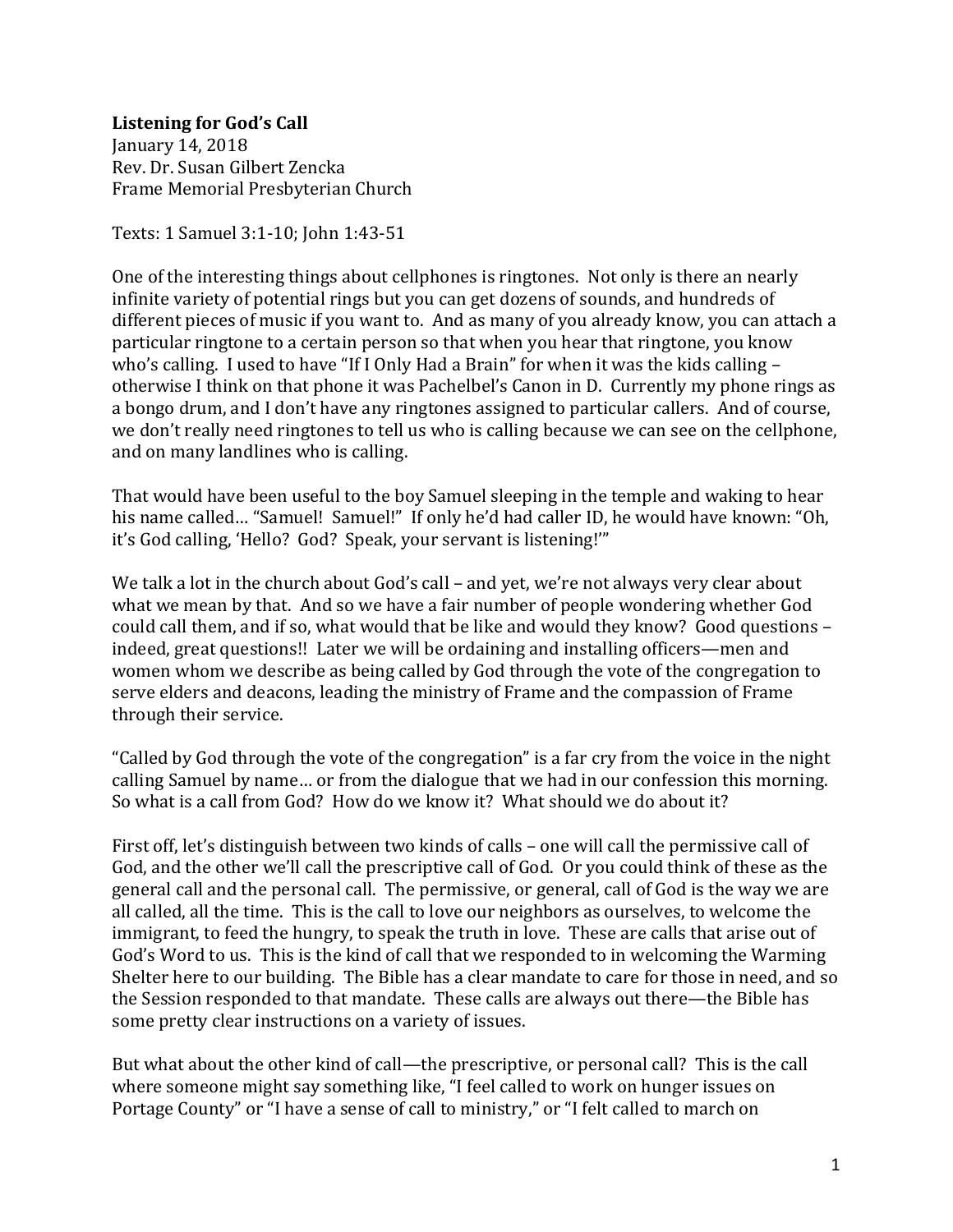**Listening for God's Call**
January 14, 2018
Rev. Dr. Susan Gilbert Zencka
Frame Memorial Presbyterian Church

Texts: 1 Samuel 3:1-10; John 1:43-51

One of the interesting things about cellphones is ringtones. Not only is there an nearly infinite variety of potential rings but you can get dozens of sounds, and hundreds of different pieces of music if you want to. And as many of you already know, you can attach a particular ringtone to a certain person so that when you hear that ringtone, you know who's calling. I used to have "If I Only Had a Brain" for when it was the kids calling – otherwise I think on that phone it was Pachelbel's Canon in D. Currently my phone rings as a bongo drum, and I don't have any ringtones assigned to particular callers. And of course, we don't really need ringtones to tell us who is calling because we can see on the cellphone, and on many landlines who is calling.

That would have been useful to the boy Samuel sleeping in the temple and waking to hear his name called… "Samuel! Samuel!" If only he'd had caller ID, he would have known: "Oh, it's God calling, 'Hello? God? Speak, your servant is listening!'"

We talk a lot in the church about God's call – and yet, we're not always very clear about what we mean by that. And so we have a fair number of people wondering whether God could call them, and if so, what would that be like and would they know? Good questions – indeed, great questions!! Later we will be ordaining and installing officers—men and women whom we describe as being called by God through the vote of the congregation to serve elders and deacons, leading the ministry of Frame and the compassion of Frame through their service.

"Called by God through the vote of the congregation" is a far cry from the voice in the night calling Samuel by name… or from the dialogue that we had in our confession this morning. So what is a call from God? How do we know it? What should we do about it?

First off, let's distinguish between two kinds of calls – one will call the permissive call of God, and the other we'll call the prescriptive call of God. Or you could think of these as the general call and the personal call. The permissive, or general, call of God is the way we are all called, all the time. This is the call to love our neighbors as ourselves, to welcome the immigrant, to feed the hungry, to speak the truth in love. These are calls that arise out of God's Word to us. This is the kind of call that we responded to in welcoming the Warming Shelter here to our building. The Bible has a clear mandate to care for those in need, and so the Session responded to that mandate. These calls are always out there—the Bible has some pretty clear instructions on a variety of issues.

But what about the other kind of call—the prescriptive, or personal call? This is the call where someone might say something like, "I feel called to work on hunger issues on Portage County" or "I have a sense of call to ministry," or "I felt called to march on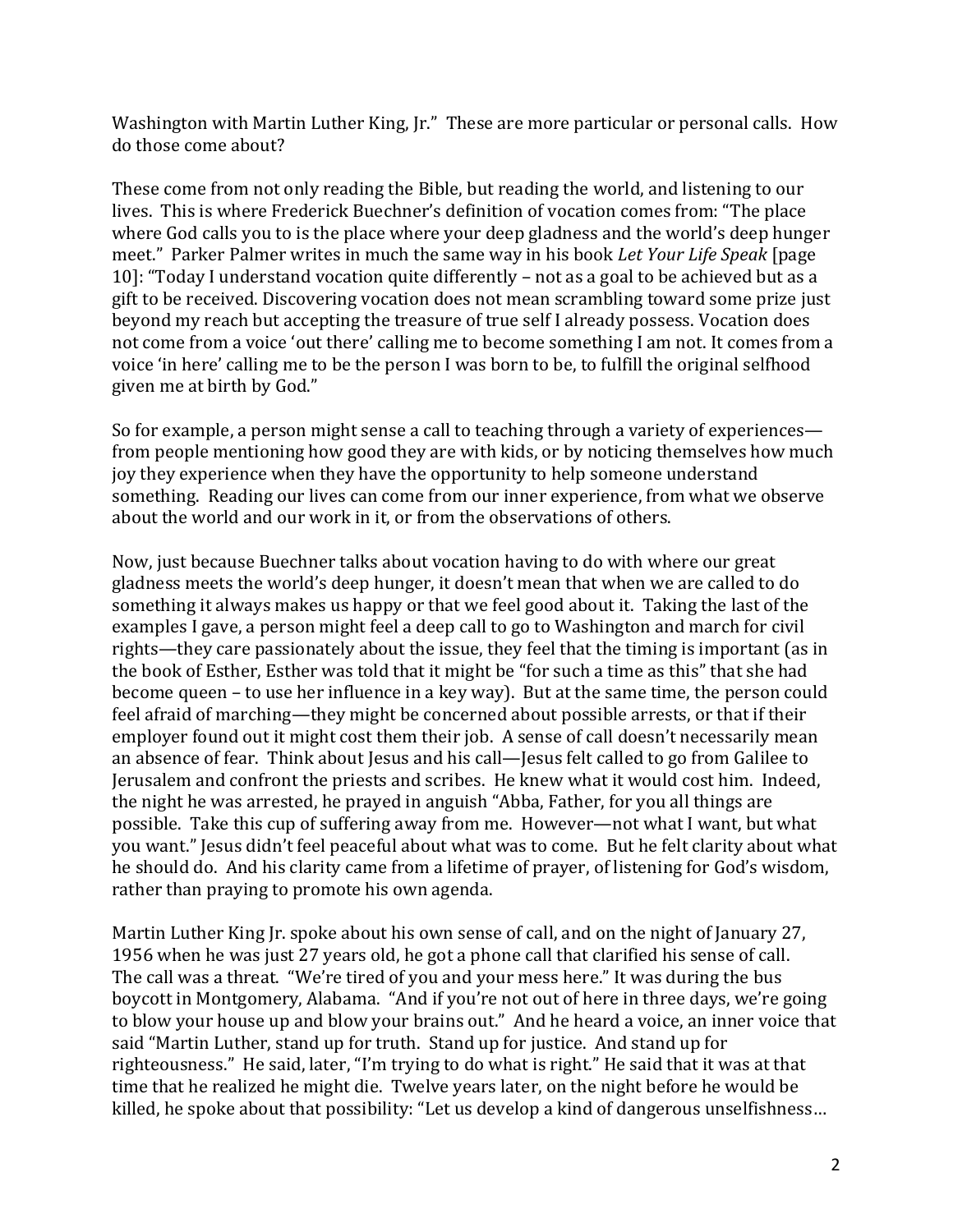Washington with Martin Luther King, Jr." These are more particular or personal calls. How do those come about?

These come from not only reading the Bible, but reading the world, and listening to our lives. This is where Frederick Buechner's definition of vocation comes from: "The place where God calls you to is the place where your deep gladness and the world's deep hunger meet." Parker Palmer writes in much the same way in his book *Let Your Life Speak* [page 10]: "Today I understand vocation quite differently – not as a goal to be achieved but as a gift to be received. Discovering vocation does not mean scrambling toward some prize just beyond my reach but accepting the treasure of true self I already possess. Vocation does not come from a voice 'out there' calling me to become something I am not. It comes from a voice 'in here' calling me to be the person I was born to be, to fulfill the original selfhood given me at birth by God."

So for example, a person might sense a call to teaching through a variety of experiences—from people mentioning how good they are with kids, or by noticing themselves how much joy they experience when they have the opportunity to help someone understand something. Reading our lives can come from our inner experience, from what we observe about the world and our work in it, or from the observations of others.

Now, just because Buechner talks about vocation having to do with where our great gladness meets the world's deep hunger, it doesn't mean that when we are called to do something it always makes us happy or that we feel good about it. Taking the last of the examples I gave, a person might feel a deep call to go to Washington and march for civil rights—they care passionately about the issue, they feel that the timing is important (as in the book of Esther, Esther was told that it might be "for such a time as this" that she had become queen – to use her influence in a key way). But at the same time, the person could feel afraid of marching—they might be concerned about possible arrests, or that if their employer found out it might cost them their job. A sense of call doesn't necessarily mean an absence of fear. Think about Jesus and his call—Jesus felt called to go from Galilee to Jerusalem and confront the priests and scribes. He knew what it would cost him. Indeed, the night he was arrested, he prayed in anguish "Abba, Father, for you all things are possible. Take this cup of suffering away from me. However—not what I want, but what you want." Jesus didn't feel peaceful about what was to come. But he felt clarity about what he should do. And his clarity came from a lifetime of prayer, of listening for God's wisdom, rather than praying to promote his own agenda.

Martin Luther King Jr. spoke about his own sense of call, and on the night of January 27, 1956 when he was just 27 years old, he got a phone call that clarified his sense of call. The call was a threat. "We're tired of you and your mess here." It was during the bus boycott in Montgomery, Alabama. "And if you're not out of here in three days, we're going to blow your house up and blow your brains out." And he heard a voice, an inner voice that said "Martin Luther, stand up for truth. Stand up for justice. And stand up for righteousness." He said, later, "I'm trying to do what is right." He said that it was at that time that he realized he might die. Twelve years later, on the night before he would be killed, he spoke about that possibility: "Let us develop a kind of dangerous unselfishness…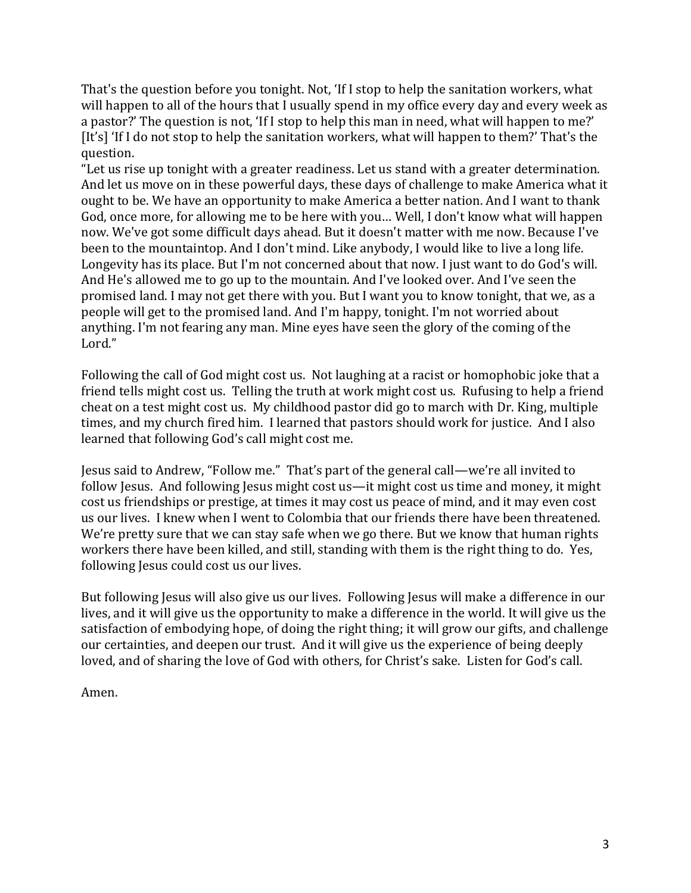That's the question before you tonight. Not, 'If I stop to help the sanitation workers, what will happen to all of the hours that I usually spend in my office every day and every week as a pastor?' The question is not, 'If I stop to help this man in need, what will happen to me?' [It's] 'If I do not stop to help the sanitation workers, what will happen to them?' That's the question.

"Let us rise up tonight with a greater readiness. Let us stand with a greater determination. And let us move on in these powerful days, these days of challenge to make America what it ought to be. We have an opportunity to make America a better nation. And I want to thank God, once more, for allowing me to be here with you… Well, I don't know what will happen now. We've got some difficult days ahead. But it doesn't matter with me now. Because I've been to the mountaintop. And I don't mind. Like anybody, I would like to live a long life. Longevity has its place. But I'm not concerned about that now. I just want to do God's will. And He's allowed me to go up to the mountain. And I've looked over. And I've seen the promised land. I may not get there with you. But I want you to know tonight, that we, as a people will get to the promised land. And I'm happy, tonight. I'm not worried about anything. I'm not fearing any man. Mine eyes have seen the glory of the coming of the Lord."

Following the call of God might cost us. Not laughing at a racist or homophobic joke that a friend tells might cost us. Telling the truth at work might cost us. Rufusing to help a friend cheat on a test might cost us. My childhood pastor did go to march with Dr. King, multiple times, and my church fired him. I learned that pastors should work for justice. And I also learned that following God's call might cost me.

Jesus said to Andrew, "Follow me." That's part of the general call—we're all invited to follow Jesus. And following Jesus might cost us—it might cost us time and money, it might cost us friendships or prestige, at times it may cost us peace of mind, and it may even cost us our lives. I knew when I went to Colombia that our friends there have been threatened. We're pretty sure that we can stay safe when we go there. But we know that human rights workers there have been killed, and still, standing with them is the right thing to do. Yes, following Jesus could cost us our lives.

But following Jesus will also give us our lives. Following Jesus will make a difference in our lives, and it will give us the opportunity to make a difference in the world. It will give us the satisfaction of embodying hope, of doing the right thing; it will grow our gifts, and challenge our certainties, and deepen our trust. And it will give us the experience of being deeply loved, and of sharing the love of God with others, for Christ's sake. Listen for God's call.

Amen.